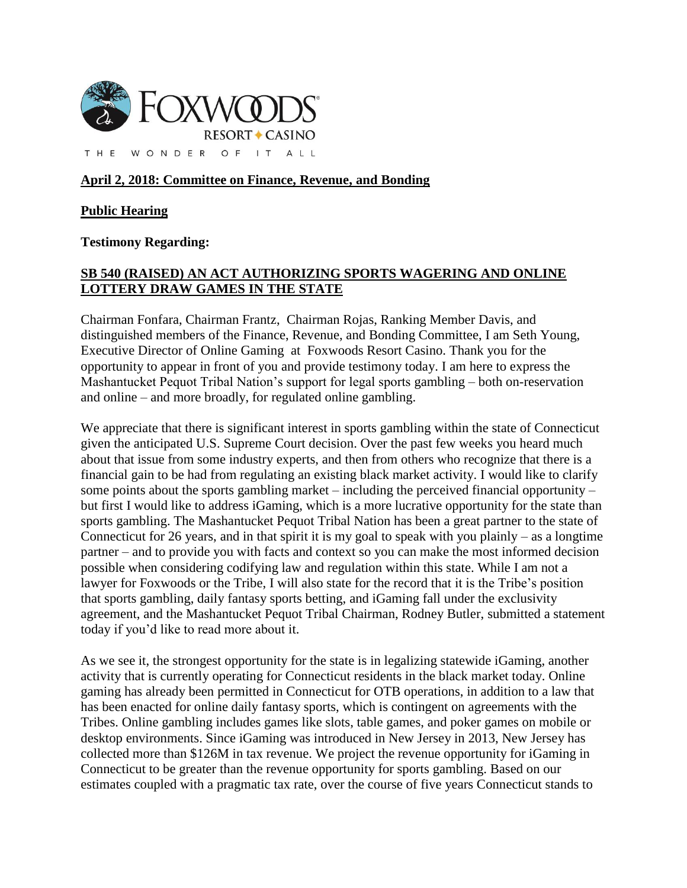FOXWOODS® RESORT ♦ CASINO

THE WONDER OF IT ALL

**April 2, 2018: Committee on Finance, Revenue, and Bonding**

**Public Hearing**

**Testimony Regarding:**

**SB 540 (RAISED) AN ACT AUTHORIZING SPORTS WAGERING AND ONLINE LOTTERY DRAW GAMES IN THE STATE**

Chairman Fonfara, Chairman Frantz, Chairman Rojas, Ranking Member Davis, and distinguished members of the Finance, Revenue, and Bonding Committee, I am Seth Young, Executive Director of Online Gaming at Foxwoods Resort Casino. Thank you for the opportunity to appear in front of you and provide testimony today. I am here to express the Mashantucket Pequot Tribal Nation's support for legal sports gambling – both on-reservation and online – and more broadly, for regulated online gambling.

We appreciate that there is significant interest in sports gambling within the state of Connecticut given the anticipated U.S. Supreme Court decision. Over the past few weeks you heard much about that issue from some industry experts, and then from others who recognize that there is a financial gain to be had from regulating an existing black market activity. I would like to clarify some points about the sports gambling market – including the perceived financial opportunity – but first I would like to address iGaming, which is a more lucrative opportunity for the state than sports gambling. The Mashantucket Pequot Tribal Nation has been a great partner to the state of Connecticut for 26 years, and in that spirit it is my goal to speak with you plainly – as a longtime partner – and to provide you with facts and context so you can make the most informed decision possible when considering codifying law and regulation within this state. While I am not a lawyer for Foxwoods or the Tribe, I will also state for the record that it is the Tribe's position that sports gambling, daily fantasy sports betting, and iGaming fall under the exclusivity agreement, and the Mashantucket Pequot Tribal Chairman, Rodney Butler, submitted a statement today if you'd like to read more about it.

As we see it, the strongest opportunity for the state is in legalizing statewide iGaming, another activity that is currently operating for Connecticut residents in the black market today. Online gaming has already been permitted in Connecticut for OTB operations, in addition to a law that has been enacted for online daily fantasy sports, which is contingent on agreements with the Tribes. Online gambling includes games like slots, table games, and poker games on mobile or desktop environments. Since iGaming was introduced in New Jersey in 2013, New Jersey has collected more than $126M in tax revenue. We project the revenue opportunity for iGaming in Connecticut to be greater than the revenue opportunity for sports gambling. Based on our estimates coupled with a pragmatic tax rate, over the course of five years Connecticut stands to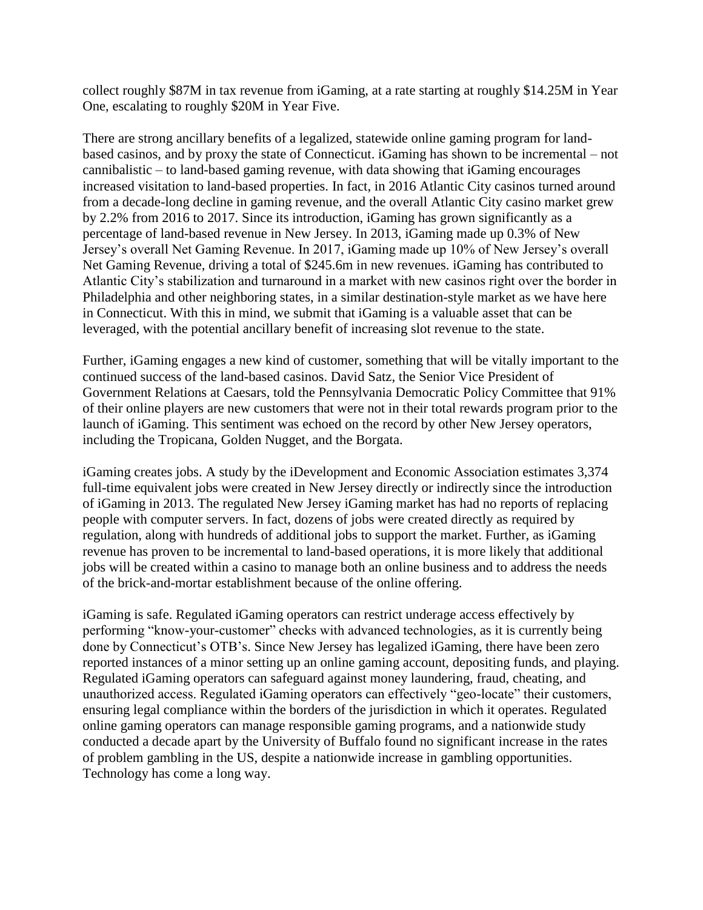collect roughly \$87M in tax revenue from iGaming, at a rate starting at roughly \$14.25M in Year One, escalating to roughly \$20M in Year Five.

There are strong ancillary benefits of a legalized, statewide online gaming program for land-based casinos, and by proxy the state of Connecticut. iGaming has shown to be incremental – not cannibalistic – to land-based gaming revenue, with data showing that iGaming encourages increased visitation to land-based properties. In fact, in 2016 Atlantic City casinos turned around from a decade-long decline in gaming revenue, and the overall Atlantic City casino market grew by 2.2% from 2016 to 2017. Since its introduction, iGaming has grown significantly as a percentage of land-based revenue in New Jersey. In 2013, iGaming made up 0.3% of New Jersey's overall Net Gaming Revenue. In 2017, iGaming made up 10% of New Jersey's overall Net Gaming Revenue, driving a total of \$245.6m in new revenues. iGaming has contributed to Atlantic City's stabilization and turnaround in a market with new casinos right over the border in Philadelphia and other neighboring states, in a similar destination-style market as we have here in Connecticut. With this in mind, we submit that iGaming is a valuable asset that can be leveraged, with the potential ancillary benefit of increasing slot revenue to the state.

Further, iGaming engages a new kind of customer, something that will be vitally important to the continued success of the land-based casinos. David Satz, the Senior Vice President of Government Relations at Caesars, told the Pennsylvania Democratic Policy Committee that 91% of their online players are new customers that were not in their total rewards program prior to the launch of iGaming. This sentiment was echoed on the record by other New Jersey operators, including the Tropicana, Golden Nugget, and the Borgata.

iGaming creates jobs. A study by the iDevelopment and Economic Association estimates 3,374 full-time equivalent jobs were created in New Jersey directly or indirectly since the introduction of iGaming in 2013. The regulated New Jersey iGaming market has had no reports of replacing people with computer servers. In fact, dozens of jobs were created directly as required by regulation, along with hundreds of additional jobs to support the market. Further, as iGaming revenue has proven to be incremental to land-based operations, it is more likely that additional jobs will be created within a casino to manage both an online business and to address the needs of the brick-and-mortar establishment because of the online offering.

iGaming is safe. Regulated iGaming operators can restrict underage access effectively by performing "know-your-customer" checks with advanced technologies, as it is currently being done by Connecticut's OTB's. Since New Jersey has legalized iGaming, there have been zero reported instances of a minor setting up an online gaming account, depositing funds, and playing. Regulated iGaming operators can safeguard against money laundering, fraud, cheating, and unauthorized access. Regulated iGaming operators can effectively "geo-locate" their customers, ensuring legal compliance within the borders of the jurisdiction in which it operates. Regulated online gaming operators can manage responsible gaming programs, and a nationwide study conducted a decade apart by the University of Buffalo found no significant increase in the rates of problem gambling in the US, despite a nationwide increase in gambling opportunities. Technology has come a long way.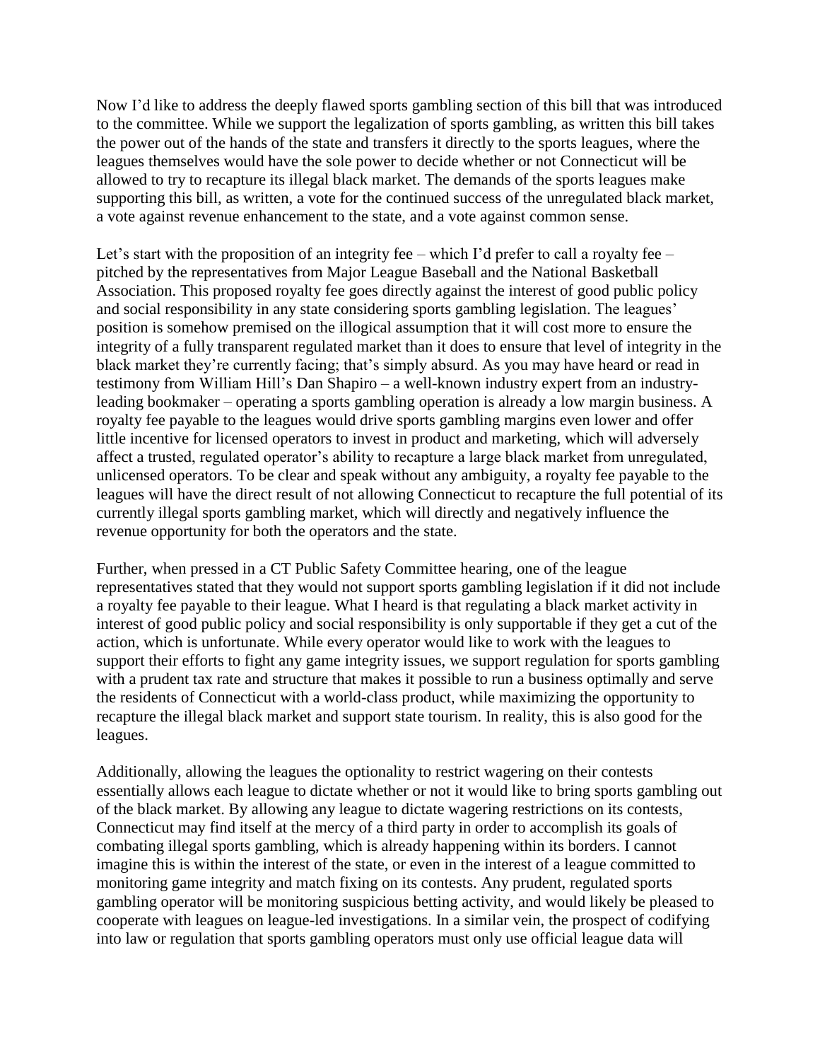Now I'd like to address the deeply flawed sports gambling section of this bill that was introduced to the committee. While we support the legalization of sports gambling, as written this bill takes the power out of the hands of the state and transfers it directly to the sports leagues, where the leagues themselves would have the sole power to decide whether or not Connecticut will be allowed to try to recapture its illegal black market. The demands of the sports leagues make supporting this bill, as written, a vote for the continued success of the unregulated black market, a vote against revenue enhancement to the state, and a vote against common sense.

Let's start with the proposition of an integrity fee – which I'd prefer to call a royalty fee – pitched by the representatives from Major League Baseball and the National Basketball Association. This proposed royalty fee goes directly against the interest of good public policy and social responsibility in any state considering sports gambling legislation. The leagues' position is somehow premised on the illogical assumption that it will cost more to ensure the integrity of a fully transparent regulated market than it does to ensure that level of integrity in the black market they're currently facing; that's simply absurd. As you may have heard or read in testimony from William Hill's Dan Shapiro – a well-known industry expert from an industry-leading bookmaker – operating a sports gambling operation is already a low margin business. A royalty fee payable to the leagues would drive sports gambling margins even lower and offer little incentive for licensed operators to invest in product and marketing, which will adversely affect a trusted, regulated operator's ability to recapture a large black market from unregulated, unlicensed operators. To be clear and speak without any ambiguity, a royalty fee payable to the leagues will have the direct result of not allowing Connecticut to recapture the full potential of its currently illegal sports gambling market, which will directly and negatively influence the revenue opportunity for both the operators and the state.

Further, when pressed in a CT Public Safety Committee hearing, one of the league representatives stated that they would not support sports gambling legislation if it did not include a royalty fee payable to their league. What I heard is that regulating a black market activity in interest of good public policy and social responsibility is only supportable if they get a cut of the action, which is unfortunate. While every operator would like to work with the leagues to support their efforts to fight any game integrity issues, we support regulation for sports gambling with a prudent tax rate and structure that makes it possible to run a business optimally and serve the residents of Connecticut with a world-class product, while maximizing the opportunity to recapture the illegal black market and support state tourism. In reality, this is also good for the leagues.

Additionally, allowing the leagues the optionality to restrict wagering on their contests essentially allows each league to dictate whether or not it would like to bring sports gambling out of the black market. By allowing any league to dictate wagering restrictions on its contests, Connecticut may find itself at the mercy of a third party in order to accomplish its goals of combating illegal sports gambling, which is already happening within its borders. I cannot imagine this is within the interest of the state, or even in the interest of a league committed to monitoring game integrity and match fixing on its contests. Any prudent, regulated sports gambling operator will be monitoring suspicious betting activity, and would likely be pleased to cooperate with leagues on league-led investigations. In a similar vein, the prospect of codifying into law or regulation that sports gambling operators must only use official league data will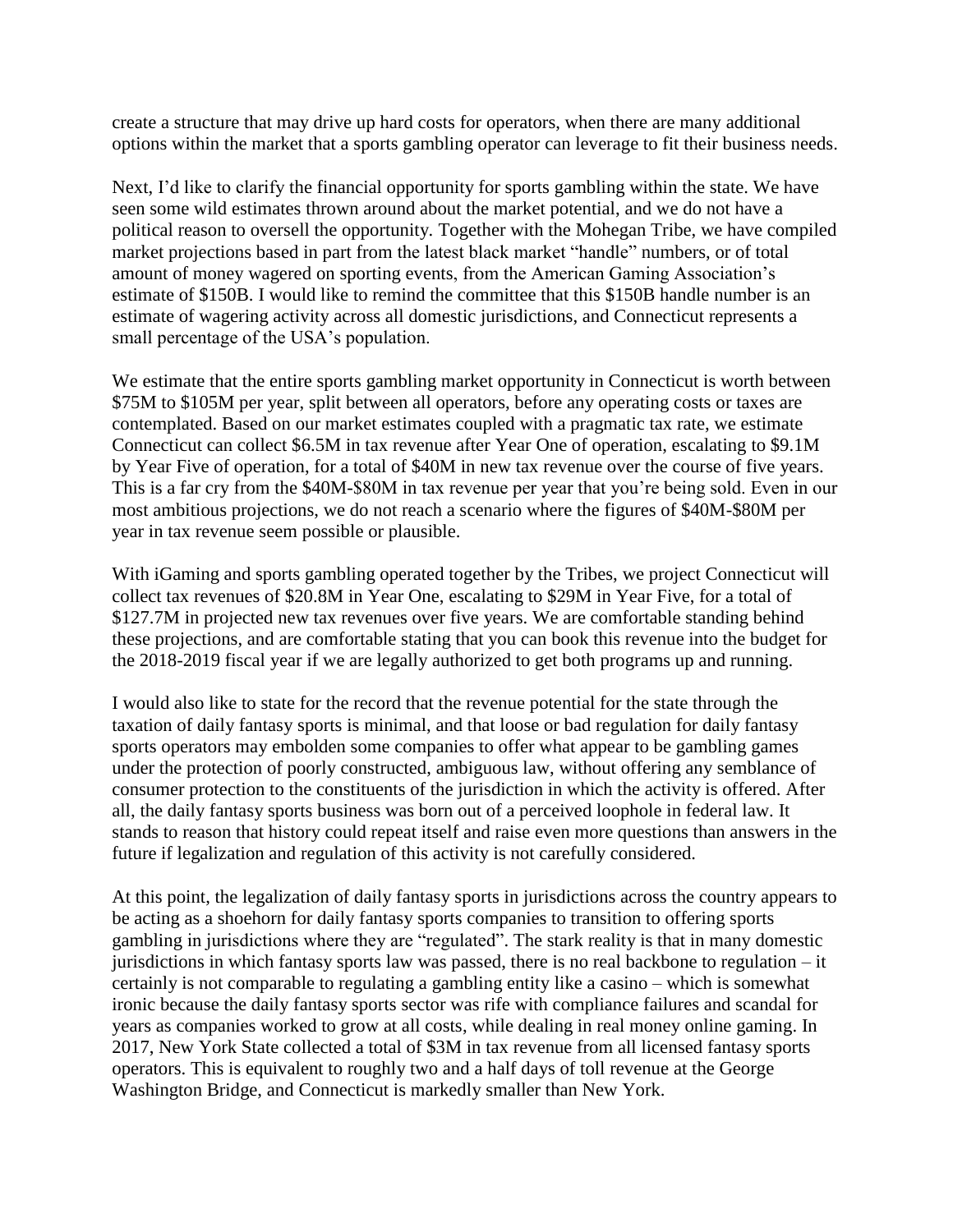create a structure that may drive up hard costs for operators, when there are many additional options within the market that a sports gambling operator can leverage to fit their business needs.

Next, I'd like to clarify the financial opportunity for sports gambling within the state. We have seen some wild estimates thrown around about the market potential, and we do not have a political reason to oversell the opportunity. Together with the Mohegan Tribe, we have compiled market projections based in part from the latest black market "handle" numbers, or of total amount of money wagered on sporting events, from the American Gaming Association's estimate of \$150B. I would like to remind the committee that this \$150B handle number is an estimate of wagering activity across all domestic jurisdictions, and Connecticut represents a small percentage of the USA's population.

We estimate that the entire sports gambling market opportunity in Connecticut is worth between \$75M to \$105M per year, split between all operators, before any operating costs or taxes are contemplated. Based on our market estimates coupled with a pragmatic tax rate, we estimate Connecticut can collect \$6.5M in tax revenue after Year One of operation, escalating to \$9.1M by Year Five of operation, for a total of \$40M in new tax revenue over the course of five years. This is a far cry from the \$40M-\$80M in tax revenue per year that you're being sold. Even in our most ambitious projections, we do not reach a scenario where the figures of \$40M-\$80M per year in tax revenue seem possible or plausible.

With iGaming and sports gambling operated together by the Tribes, we project Connecticut will collect tax revenues of \$20.8M in Year One, escalating to \$29M in Year Five, for a total of \$127.7M in projected new tax revenues over five years. We are comfortable standing behind these projections, and are comfortable stating that you can book this revenue into the budget for the 2018-2019 fiscal year if we are legally authorized to get both programs up and running.

I would also like to state for the record that the revenue potential for the state through the taxation of daily fantasy sports is minimal, and that loose or bad regulation for daily fantasy sports operators may embolden some companies to offer what appear to be gambling games under the protection of poorly constructed, ambiguous law, without offering any semblance of consumer protection to the constituents of the jurisdiction in which the activity is offered. After all, the daily fantasy sports business was born out of a perceived loophole in federal law. It stands to reason that history could repeat itself and raise even more questions than answers in the future if legalization and regulation of this activity is not carefully considered.

At this point, the legalization of daily fantasy sports in jurisdictions across the country appears to be acting as a shoehorn for daily fantasy sports companies to transition to offering sports gambling in jurisdictions where they are "regulated". The stark reality is that in many domestic jurisdictions in which fantasy sports law was passed, there is no real backbone to regulation – it certainly is not comparable to regulating a gambling entity like a casino – which is somewhat ironic because the daily fantasy sports sector was rife with compliance failures and scandal for years as companies worked to grow at all costs, while dealing in real money online gaming. In 2017, New York State collected a total of \$3M in tax revenue from all licensed fantasy sports operators. This is equivalent to roughly two and a half days of toll revenue at the George Washington Bridge, and Connecticut is markedly smaller than New York.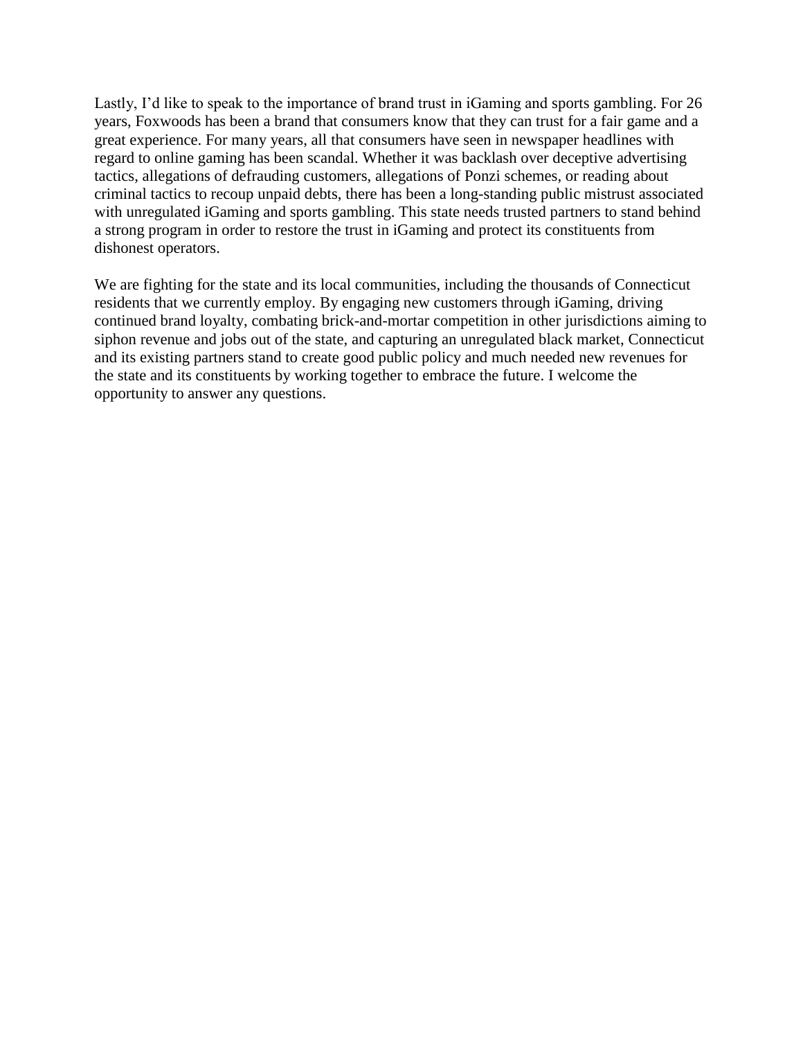Lastly, I'd like to speak to the importance of brand trust in iGaming and sports gambling. For 26 years, Foxwoods has been a brand that consumers know that they can trust for a fair game and a great experience. For many years, all that consumers have seen in newspaper headlines with regard to online gaming has been scandal. Whether it was backlash over deceptive advertising tactics, allegations of defrauding customers, allegations of Ponzi schemes, or reading about criminal tactics to recoup unpaid debts, there has been a long-standing public mistrust associated with unregulated iGaming and sports gambling. This state needs trusted partners to stand behind a strong program in order to restore the trust in iGaming and protect its constituents from dishonest operators.

We are fighting for the state and its local communities, including the thousands of Connecticut residents that we currently employ. By engaging new customers through iGaming, driving continued brand loyalty, combating brick-and-mortar competition in other jurisdictions aiming to siphon revenue and jobs out of the state, and capturing an unregulated black market, Connecticut and its existing partners stand to create good public policy and much needed new revenues for the state and its constituents by working together to embrace the future. I welcome the opportunity to answer any questions.